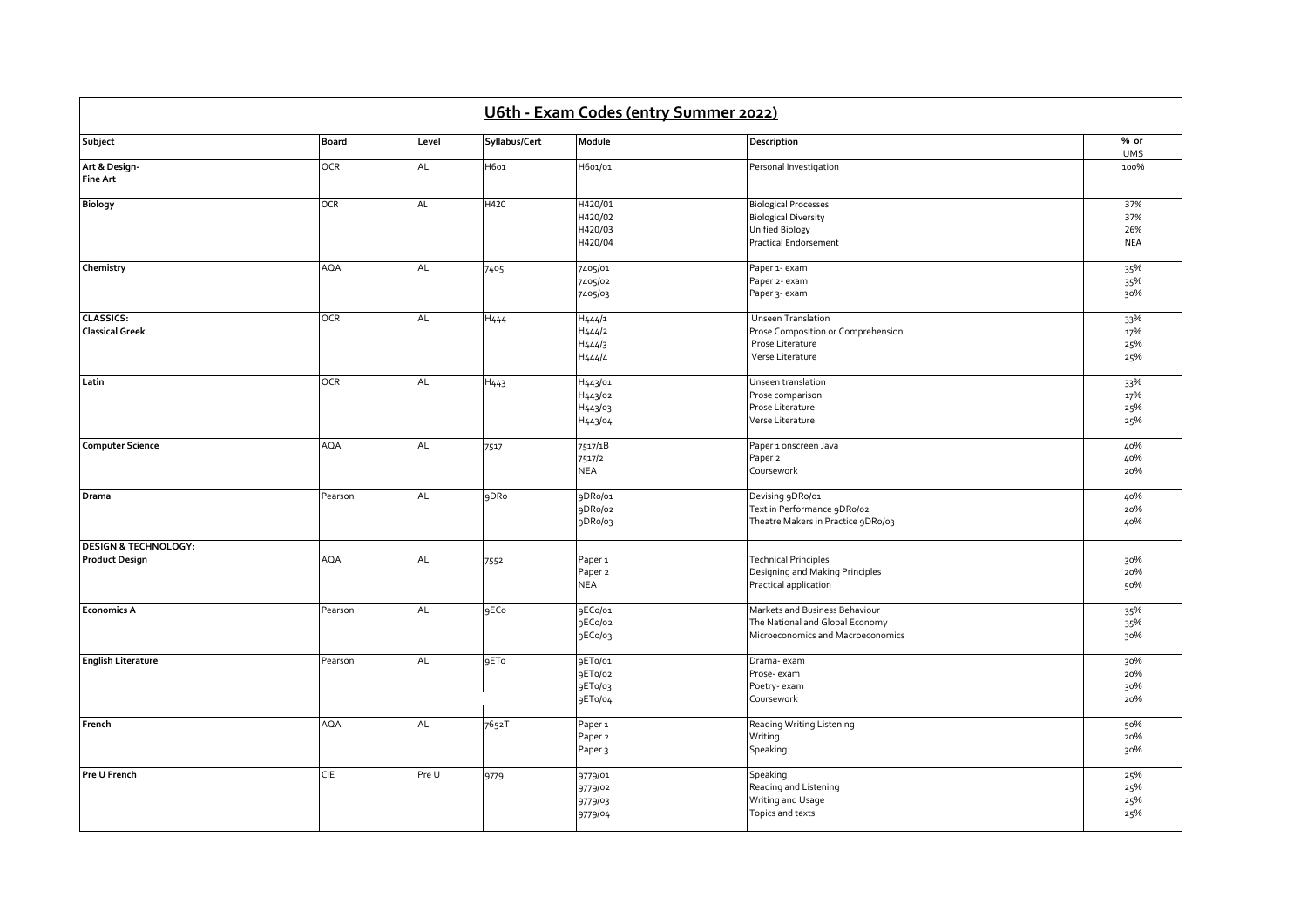## U6th - Exam Codes (entry Summer 2022)

| Subject | Board | Level | Syllabus/Cert | Module | Description | % or UMS |
|---|---|---|---|---|---|---|
| **Art & Design- Fine Art** | OCR | AL | H601 | H601/01 | Personal Investigation | 100% |
| **Biology** | OCR | AL | H420 | H420/01 | Biological Processes | 37% |
| | | | | H420/02 | Biological Diversity | 37% |
| | | | | H420/03 | Unified Biology | 26% |
| | | | | H420/04 | Practical Endorsement | NEA |
| **Chemistry** | AQA | AL | 7405 | 7405/01 | Paper 1- exam | 35% |
| | | | | 7405/02 | Paper 2- exam | 35% |
| | | | | 7405/03 | Paper 3- exam | 30% |
| **CLASSICS: Classical Greek** | OCR | AL | H444 | H444/1 | Unseen Translation | 33% |
| | | | | H444/2 | Prose Composition or Comprehension | 17% |
| | | | | H444/3 | Prose Literature | 25% |
| | | | | H444/4 | Verse Literature | 25% |
| **Latin** | OCR | AL | H443 | H443/01 | Unseen translation | 33% |
| | | | | H443/02 | Prose comparison | 17% |
| | | | | H443/03 | Prose Literature | 25% |
| | | | | H443/04 | Verse Literature | 25% |
| **Computer Science** | AQA | AL | 7517 | 7517/1B | Paper 1 onscreen Java | 40% |
| | | | | 7517/2 | Paper 2 | 40% |
| | | | | NEA | Coursework | 20% |
| **Drama** | Pearson | AL | 9DR0 | 9DR0/01 | Devising 9DR0/01 | 40% |
| | | | | 9DR0/02 | Text in Performance 9DR0/02 | 20% |
| | | | | 9DR0/03 | Theatre Makers in Practice 9DR0/03 | 40% |
| **DESIGN & TECHNOLOGY: Product Design** | AQA | AL | 7552 | Paper 1 | Technical Principles | 30% |
| | | | | Paper 2 | Designing and Making Principles | 20% |
| | | | | NEA | Practical application | 50% |
| **Economics A** | Pearson | AL | 9EC0 | 9EC0/01 | Markets and Business Behaviour | 35% |
| | | | | 9EC0/02 | The National and Global Economy | 35% |
| | | | | 9EC0/03 | Microeconomics and Macroeconomics | 30% |
| **English Literature** | Pearson | AL | 9ET0 | 9ET0/01 | Drama- exam | 30% |
| | | | | 9ET0/02 | Prose- exam | 20% |
| | | | | 9ET0/03 | Poetry- exam | 30% |
| | | | | 9ET0/04 | Coursework | 20% |
| **French** | AQA | AL | 7652T | Paper 1 | Reading Writing Listening | 50% |
| | | | | Paper 2 | Writing | 20% |
| | | | | Paper 3 | Speaking | 30% |
| **Pre U French** | CIE | Pre U | 9779 | 9779/01 | Speaking | 25% |
| | | | | 9779/02 | Reading and Listening | 25% |
| | | | | 9779/03 | Writing and Usage | 25% |
| | | | | 9779/04 | Topics and texts | 25% |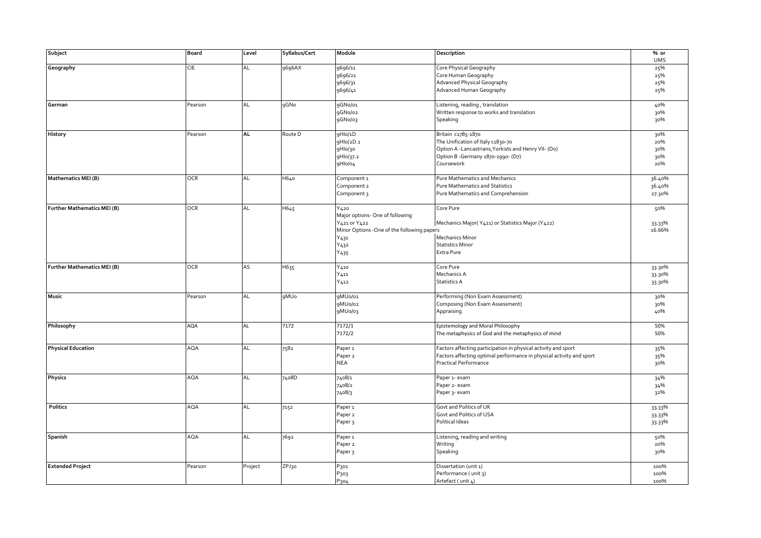| Subject | Board | Level | Syllabus/Cert | Module | Description | % or UMS |
|---|---|---|---|---|---|---|
| **Geography** | CIE | AL | 9696AX | 9696/11 | Core Physical Geography | 25% |
| | | | | 9696/21 | Core Human Geography | 25% |
| | | | | 9696/31 | Advanced Physical Geography | 25% |
| | | | | 9696/41 | Advanced Human Geography | 25% |
| **German** | Pearson | AL | 9GN0 | 9GN0/01 | Listening, reading , translation | 40% |
| | | | | 9GN0/02 | Written response to works and translation | 30% |
| | | | | 9GN0/03 | Speaking | 30% |
| **History** | Pearson | **AL** | Route D | 9HI0/1D | Britain c1785-1870 | 30% |
| | | | | 9HI0/2D.1 | The Unification of Italy c1830-70 | 20% |
| | | | | 9HI0/30 | Option A -Lancastrians,Yorkists and Henry VII- (D0) | 30% |
| | | | | 9HI0/37.2 | Option B -Germany 1870-1990- (D7) | 30% |
| | | | | 9HI0/04 | Coursework | 20% |
| **Mathematics MEI (B)** | OCR | AL | H640 | Component 1 | Pure Mathematics and Mechanics | 36.40% |
| | | | | Component 2 | Pure Mathematics and Statistics | 36.40% |
| | | | | Component 3 | Pure Mathematics and Comprehension | 27.30% |
| **Further Mathematics MEI (B)** | OCR | AL | H645 | Y420 | Core Pure | 50% |
| | | | | Major options- One of following | | |
| | | | | Y421 or Y422 | Mechanics Major( Y421) or Statistics Major (Y422) | 33.33% |
| | | | | Minor Options -One of the following papers | | 16.66% |
| | | | | Y431 | Mechanics Minor | |
| | | | | Y432 | Statistics Minor | |
| | | | | Y435 | Extra Pure | |
| **Further Mathematics MEI (B)** | OCR | AS | H635 | Y410 | Core Pure | 33.30% |
| | | | | Y411 | Mechanics A | 33.30% |
| | | | | Y412 | Statistics A | 33.30% |
| **Music** | Pearson | AL | 9MU0 | 9MU0/01 | Performing (Non Exam Assessment) | 30% |
| | | | | 9MU0/02 | Composing (Non Exam Assessment) | 30% |
| | | | | 9MU0/03 | Appraising | 40% |
| **Philosophy** | AQA | AL | 7172 | 7172/1 | Epistemology and Moral Philosophy | 50% |
| | | | | 7172/2 | The metaphysics of God and the metaphysics of mind | 50% |
| **Physical Education** | AQA | AL | 7582 | Paper 1 | Factors affecting participation in physical activity and sport | 35% |
| | | | | Paper 2 | Factors affecting optimal performance in physical activity and sport | 35% |
| | | | | NEA | Practical Performance | 30% |
| **Physics** | AQA | AL | 7408D | 7408/1 | Paper 1- exam | 34% |
| | | | | 7408/2 | Paper 2- exam | 34% |
| | | | | 7408/3 | Paper 3- exam | 32% |
| **Politics** | AQA | AL | 7152 | Paper 1 | Govt and Politics of UK | 33.33% |
| | | | | Paper 2 | Govt and Politics of USA | 33.33% |
| | | | | Paper 3 | Political Ideas | 33.33% |
| **Spanish** | AQA | AL | 7692 | Paper 1 | Listening, reading and writing | 50% |
| | | | | Paper 2 | Writing | 20% |
| | | | | Paper 3 | Speaking | 30% |
| **Extended Project** | Pearson | Project | ZPJ30 | P301 | Dissertation (unit 1) | 100% |
| | | | | P303 | Performance ( unit 3) | 100% |
| | | | | P304 | Artefact ( unit 4) | 100% |